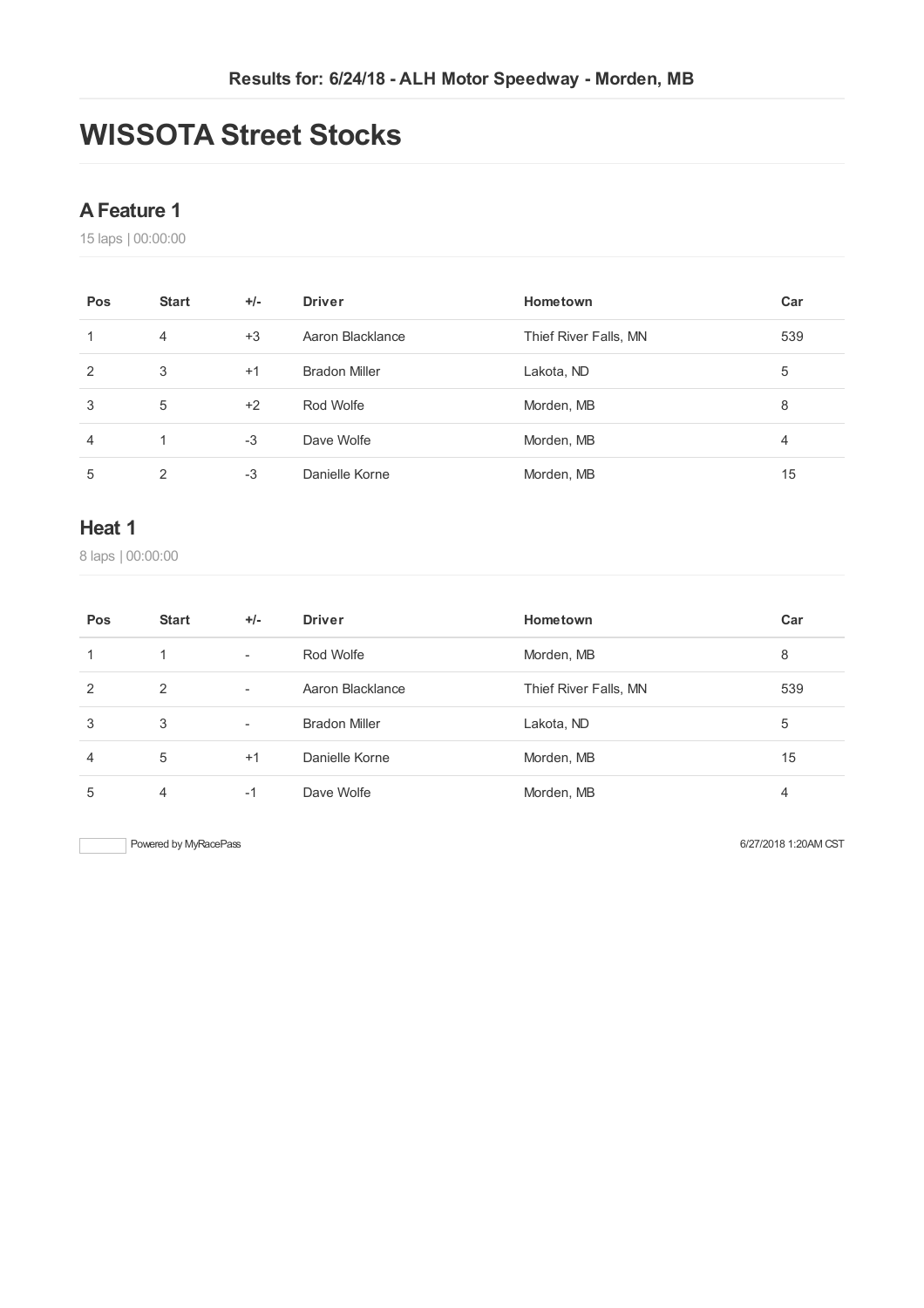**Results for: 6/24/18 - ALH Motor Speedway - Morden, MB**

# WISSOTA Street Stocks

## A Feature 1

15 laps | 00:00:00

| Pos | Start | +/- | Driver | Hometown | Car |
|---|---|---|---|---|---|
| 1 | 4 | +3 | Aaron Blacklance | Thief River Falls, MN | 539 |
| 2 | 3 | +1 | Bradon Miller | Lakota, ND | 5 |
| 3 | 5 | +2 | Rod Wolfe | Morden, MB | 8 |
| 4 | 1 | -3 | Dave Wolfe | Morden, MB | 4 |
| 5 | 2 | -3 | Danielle Korne | Morden, MB | 15 |

## Heat 1

8 laps | 00:00:00

| Pos | Start | +/- | Driver | Hometown | Car |
|---|---|---|---|---|---|
| 1 | 1 | - | Rod Wolfe | Morden, MB | 8 |
| 2 | 2 | - | Aaron Blacklance | Thief River Falls, MN | 539 |
| 3 | 3 | - | Bradon Miller | Lakota, ND | 5 |
| 4 | 5 | +1 | Danielle Korne | Morden, MB | 15 |
| 5 | 4 | -1 | Dave Wolfe | Morden, MB | 4 |

Powered by MyRacePass

6/27/2018 1:20AM CST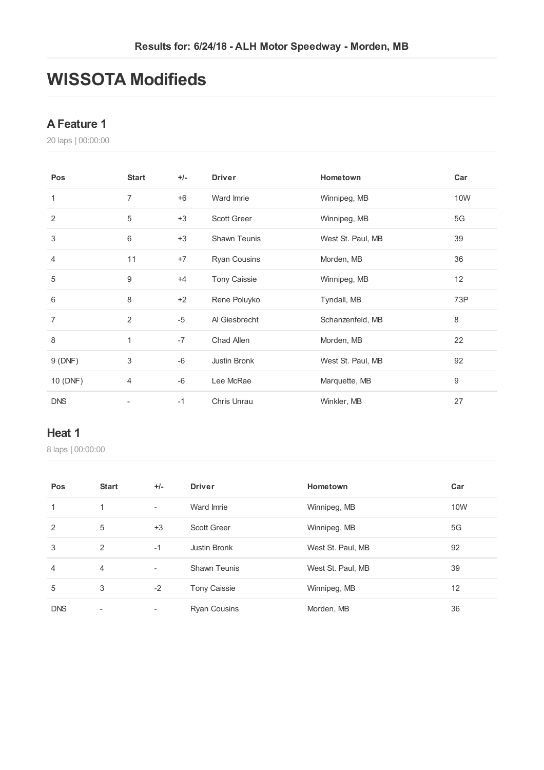Results for: 6/24/18 - ALH Motor Speedway - Morden, MB

# WISSOTA Modifieds

## A Feature 1

20 laps | 00:00:00

| Pos | Start | +/- | Driver | Hometown | Car |
|---|---|---|---|---|---|
| 1 | 7 | +6 | Ward Imrie | Winnipeg, MB | 10W |
| 2 | 5 | +3 | Scott Greer | Winnipeg, MB | 5G |
| 3 | 6 | +3 | Shawn Teunis | West St. Paul, MB | 39 |
| 4 | 11 | +7 | Ryan Cousins | Morden, MB | 36 |
| 5 | 9 | +4 | Tony Caissie | Winnipeg, MB | 12 |
| 6 | 8 | +2 | Rene Poluyko | Tyndall, MB | 73P |
| 7 | 2 | -5 | Al Giesbrecht | Schanzenfeld, MB | 8 |
| 8 | 1 | -7 | Chad Allen | Morden, MB | 22 |
| 9 (DNF) | 3 | -6 | Justin Bronk | West St. Paul, MB | 92 |
| 10 (DNF) | 4 | -6 | Lee McRae | Marquette, MB | 9 |
| DNS | - | -1 | Chris Unrau | Winkler, MB | 27 |

## Heat 1

8 laps | 00:00:00

| Pos | Start | +/- | Driver | Hometown | Car |
|---|---|---|---|---|---|
| 1 | 1 | - | Ward Imrie | Winnipeg, MB | 10W |
| 2 | 5 | +3 | Scott Greer | Winnipeg, MB | 5G |
| 3 | 2 | -1 | Justin Bronk | West St. Paul, MB | 92 |
| 4 | 4 | - | Shawn Teunis | West St. Paul, MB | 39 |
| 5 | 3 | -2 | Tony Caissie | Winnipeg, MB | 12 |
| DNS | - | - | Ryan Cousins | Morden, MB | 36 |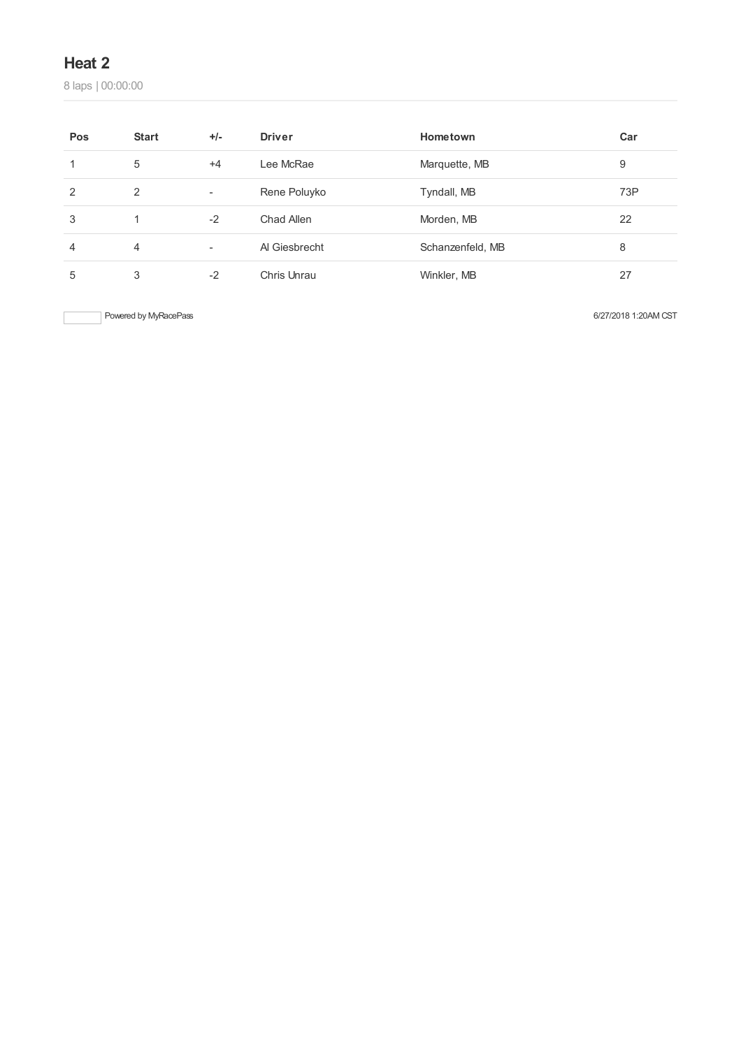## Heat 2

8 laps | 00:00:00

| Pos | Start | +/- | Driver | Hometown | Car |
|---|---|---|---|---|---|
| 1 | 5 | +4 | Lee McRae | Marquette, MB | 9 |
| 2 | 2 | - | Rene Poluyko | Tyndall, MB | 73P |
| 3 | 1 | -2 | Chad Allen | Morden, MB | 22 |
| 4 | 4 | - | Al Giesbrecht | Schanzenfeld, MB | 8 |
| 5 | 3 | -2 | Chris Unrau | Winkler, MB | 27 |

Powered by MyRacePass

6/27/2018 1:20AM CST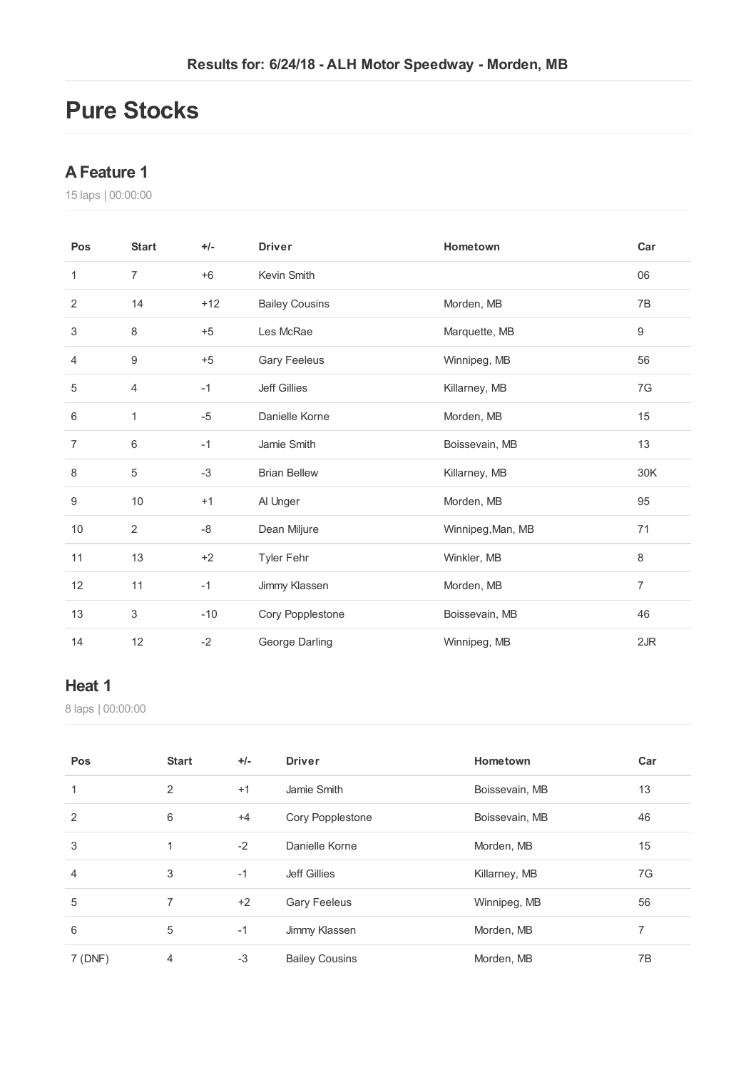Results for: 6/24/18 - ALH Motor Speedway - Morden, MB

# Pure Stocks

## A Feature 1

15 laps | 00:00:00

| Pos | Start | +/- | Driver | Hometown | Car |
|---|---|---|---|---|---|
| 1 | 7 | +6 | Kevin Smith | | 06 |
| 2 | 14 | +12 | Bailey Cousins | Morden, MB | 7B |
| 3 | 8 | +5 | Les McRae | Marquette, MB | 9 |
| 4 | 9 | +5 | Gary Feeleus | Winnipeg, MB | 56 |
| 5 | 4 | -1 | Jeff Gillies | Killarney, MB | 7G |
| 6 | 1 | -5 | Danielle Korne | Morden, MB | 15 |
| 7 | 6 | -1 | Jamie Smith | Boissevain, MB | 13 |
| 8 | 5 | -3 | Brian Bellew | Killarney, MB | 30K |
| 9 | 10 | +1 | Al Unger | Morden, MB | 95 |
| 10 | 2 | -8 | Dean Miljure | Winnipeg,Man, MB | 71 |
| 11 | 13 | +2 | Tyler Fehr | Winkler, MB | 8 |
| 12 | 11 | -1 | Jimmy Klassen | Morden, MB | 7 |
| 13 | 3 | -10 | Cory Popplestone | Boissevain, MB | 46 |
| 14 | 12 | -2 | George Darling | Winnipeg, MB | 2JR |

## Heat 1

8 laps | 00:00:00

| Pos | Start | +/- | Driver | Hometown | Car |
|---|---|---|---|---|---|
| 1 | 2 | +1 | Jamie Smith | Boissevain, MB | 13 |
| 2 | 6 | +4 | Cory Popplestone | Boissevain, MB | 46 |
| 3 | 1 | -2 | Danielle Korne | Morden, MB | 15 |
| 4 | 3 | -1 | Jeff Gillies | Killarney, MB | 7G |
| 5 | 7 | +2 | Gary Feeleus | Winnipeg, MB | 56 |
| 6 | 5 | -1 | Jimmy Klassen | Morden, MB | 7 |
| 7 (DNF) | 4 | -3 | Bailey Cousins | Morden, MB | 7B |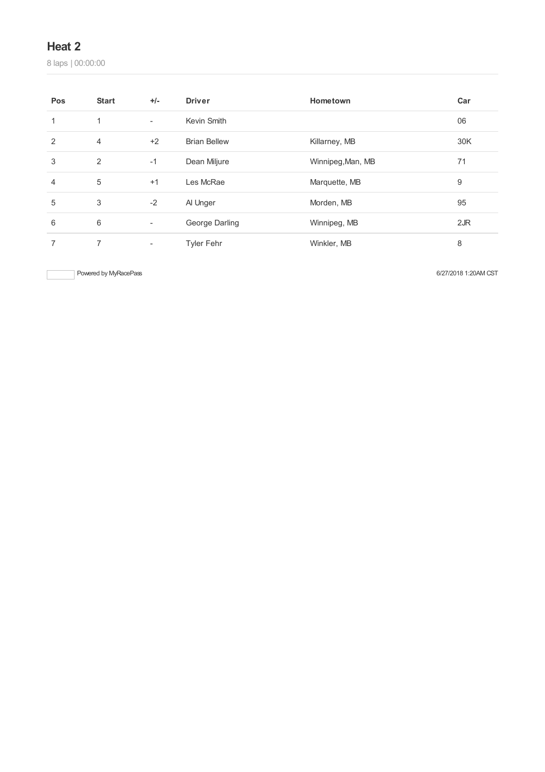## Heat 2

8 laps | 00:00:00

| Pos | Start | +/- | Driver | Hometown | Car |
|---|---|---|---|---|---|
| 1 | 1 | - | Kevin Smith | | 06 |
| 2 | 4 | +2 | Brian Bellew | Killarney, MB | 30K |
| 3 | 2 | -1 | Dean Miljure | Winnipeg,Man, MB | 71 |
| 4 | 5 | +1 | Les McRae | Marquette, MB | 9 |
| 5 | 3 | -2 | Al Unger | Morden, MB | 95 |
| 6 | 6 | - | George Darling | Winnipeg, MB | 2JR |
| 7 | 7 | - | Tyler Fehr | Winkler, MB | 8 |

Powered by MyRacePass

6/27/2018 1:20AM CST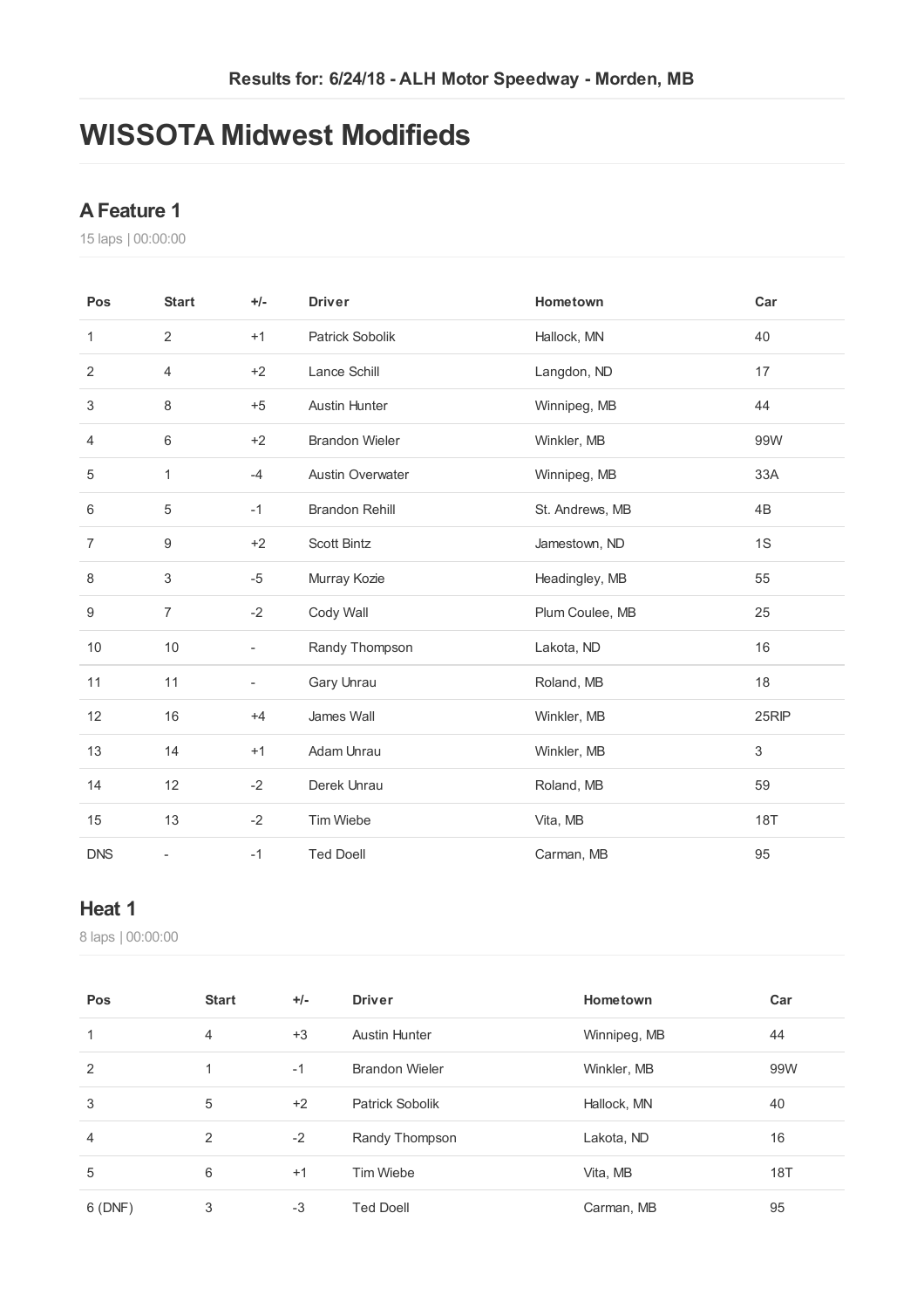Results for: 6/24/18 - ALH Motor Speedway - Morden, MB

# WISSOTA Midwest Modifieds

## A Feature 1

15 laps | 00:00:00

| Pos | Start | +/- | Driver | Hometown | Car |
|---|---|---|---|---|---|
| 1 | 2 | +1 | Patrick Sobolik | Hallock, MN | 40 |
| 2 | 4 | +2 | Lance Schill | Langdon, ND | 17 |
| 3 | 8 | +5 | Austin Hunter | Winnipeg, MB | 44 |
| 4 | 6 | +2 | Brandon Wieler | Winkler, MB | 99W |
| 5 | 1 | -4 | Austin Overwater | Winnipeg, MB | 33A |
| 6 | 5 | -1 | Brandon Rehill | St. Andrews, MB | 4B |
| 7 | 9 | +2 | Scott Bintz | Jamestown, ND | 1S |
| 8 | 3 | -5 | Murray Kozie | Headingley, MB | 55 |
| 9 | 7 | -2 | Cody Wall | Plum Coulee, MB | 25 |
| 10 | 10 | - | Randy Thompson | Lakota, ND | 16 |
| 11 | 11 | - | Gary Unrau | Roland, MB | 18 |
| 12 | 16 | +4 | James Wall | Winkler, MB | 25RIP |
| 13 | 14 | +1 | Adam Unrau | Winkler, MB | 3 |
| 14 | 12 | -2 | Derek Unrau | Roland, MB | 59 |
| 15 | 13 | -2 | Tim Wiebe | Vita, MB | 18T |
| DNS | - | -1 | Ted Doell | Carman, MB | 95 |

## Heat 1

8 laps | 00:00:00

| Pos | Start | +/- | Driver | Hometown | Car |
|---|---|---|---|---|---|
| 1 | 4 | +3 | Austin Hunter | Winnipeg, MB | 44 |
| 2 | 1 | -1 | Brandon Wieler | Winkler, MB | 99W |
| 3 | 5 | +2 | Patrick Sobolik | Hallock, MN | 40 |
| 4 | 2 | -2 | Randy Thompson | Lakota, ND | 16 |
| 5 | 6 | +1 | Tim Wiebe | Vita, MB | 18T |
| 6 (DNF) | 3 | -3 | Ted Doell | Carman, MB | 95 |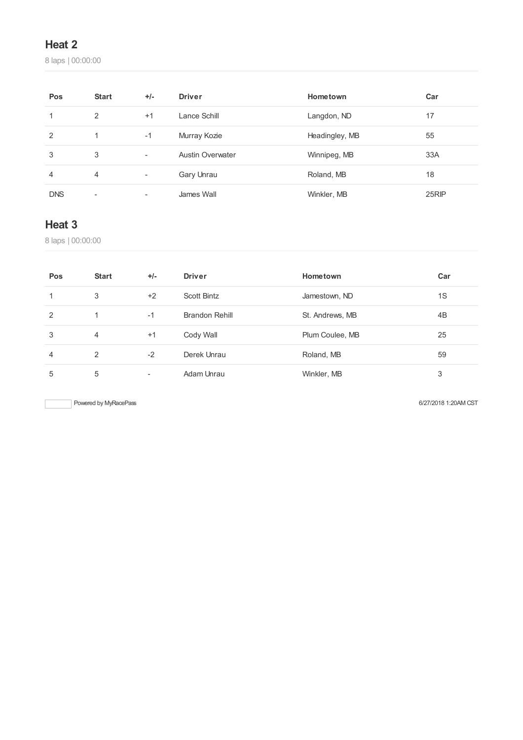## Heat 2

8 laps | 00:00:00

| Pos | Start | +/- | Driver | Hometown | Car |
|---|---|---|---|---|---|
| 1 | 2 | +1 | Lance Schill | Langdon, ND | 17 |
| 2 | 1 | -1 | Murray Kozie | Headingley, MB | 55 |
| 3 | 3 | - | Austin Overwater | Winnipeg, MB | 33A |
| 4 | 4 | - | Gary Unrau | Roland, MB | 18 |
| DNS | - | - | James Wall | Winkler, MB | 25RIP |

## Heat 3

8 laps | 00:00:00

| Pos | Start | +/- | Driver | Hometown | Car |
|---|---|---|---|---|---|
| 1 | 3 | +2 | Scott Bintz | Jamestown, ND | 1S |
| 2 | 1 | -1 | Brandon Rehill | St. Andrews, MB | 4B |
| 3 | 4 | +1 | Cody Wall | Plum Coulee, MB | 25 |
| 4 | 2 | -2 | Derek Unrau | Roland, MB | 59 |
| 5 | 5 | - | Adam Unrau | Winkler, MB | 3 |

Powered by MyRacePass

6/27/2018 1:20AM CST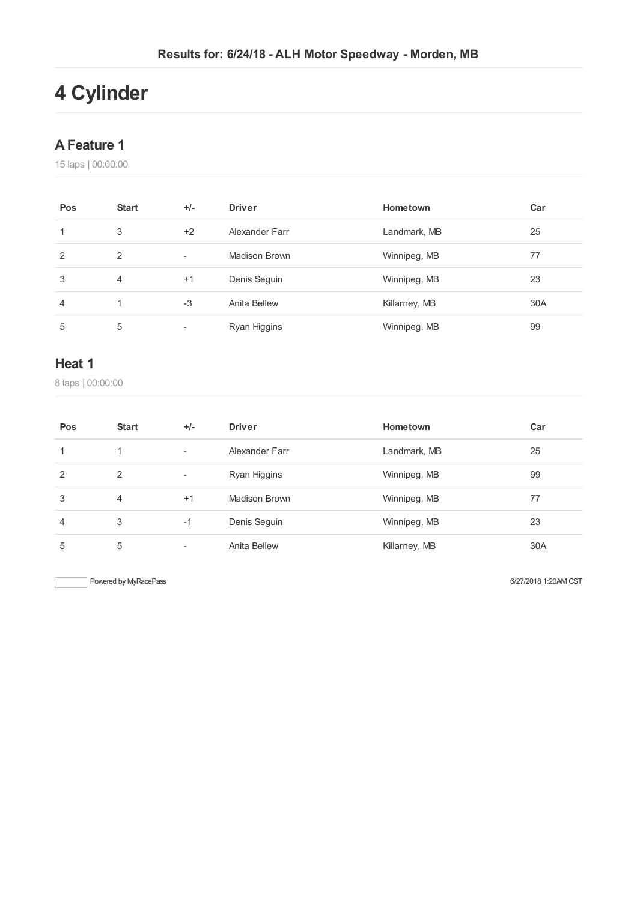Results for: 6/24/18 - ALH Motor Speedway - Morden, MB

# 4 Cylinder

## A Feature 1

15 laps | 00:00:00

| Pos | Start | +/- | Driver | Hometown | Car |
|---|---|---|---|---|---|
| 1 | 3 | +2 | Alexander Farr | Landmark, MB | 25 |
| 2 | 2 | - | Madison Brown | Winnipeg, MB | 77 |
| 3 | 4 | +1 | Denis Seguin | Winnipeg, MB | 23 |
| 4 | 1 | -3 | Anita Bellew | Killarney, MB | 30A |
| 5 | 5 | - | Ryan Higgins | Winnipeg, MB | 99 |

## Heat 1

8 laps | 00:00:00

| Pos | Start | +/- | Driver | Hometown | Car |
|---|---|---|---|---|---|
| 1 | 1 | - | Alexander Farr | Landmark, MB | 25 |
| 2 | 2 | - | Ryan Higgins | Winnipeg, MB | 99 |
| 3 | 4 | +1 | Madison Brown | Winnipeg, MB | 77 |
| 4 | 3 | -1 | Denis Seguin | Winnipeg, MB | 23 |
| 5 | 5 | - | Anita Bellew | Killarney, MB | 30A |

Powered by MyRacePass

6/27/2018 1:20AM CST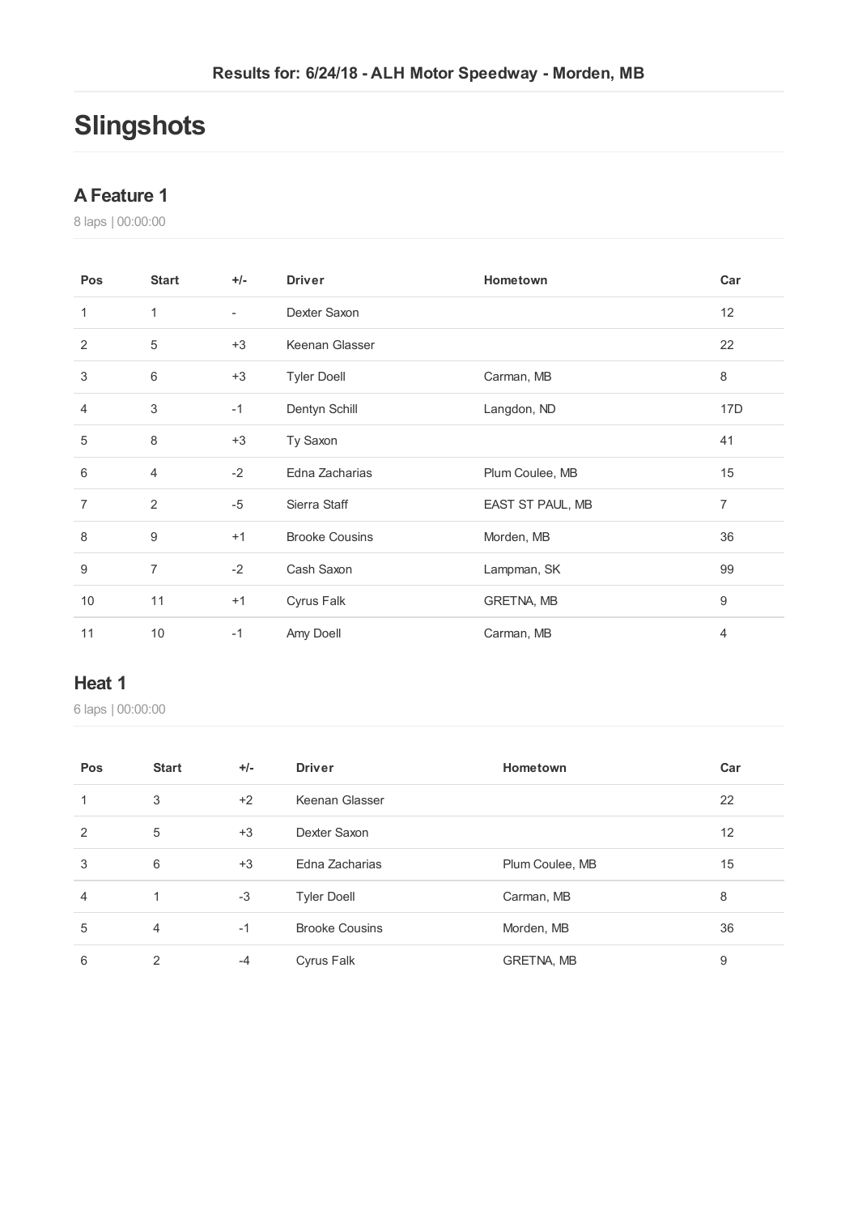## Results for: 6/24/18 - ALH Motor Speedway - Morden, MB

# Slingshots

### A Feature 1

8 laps | 00:00:00

| Pos | Start | +/- | Driver | Hometown | Car |
|---|---|---|---|---|---|
| 1 | 1 | - | Dexter Saxon | | 12 |
| 2 | 5 | +3 | Keenan Glasser | | 22 |
| 3 | 6 | +3 | Tyler Doell | Carman, MB | 8 |
| 4 | 3 | -1 | Dentyn Schill | Langdon, ND | 17D |
| 5 | 8 | +3 | Ty Saxon | | 41 |
| 6 | 4 | -2 | Edna Zacharias | Plum Coulee, MB | 15 |
| 7 | 2 | -5 | Sierra Staff | EAST ST PAUL, MB | 7 |
| 8 | 9 | +1 | Brooke Cousins | Morden, MB | 36 |
| 9 | 7 | -2 | Cash Saxon | Lampman, SK | 99 |
| 10 | 11 | +1 | Cyrus Falk | GRETNA, MB | 9 |
| 11 | 10 | -1 | Amy Doell | Carman, MB | 4 |

### Heat 1

6 laps | 00:00:00

| Pos | Start | +/- | Driver | Hometown | Car |
|---|---|---|---|---|---|
| 1 | 3 | +2 | Keenan Glasser | | 22 |
| 2 | 5 | +3 | Dexter Saxon | | 12 |
| 3 | 6 | +3 | Edna Zacharias | Plum Coulee, MB | 15 |
| 4 | 1 | -3 | Tyler Doell | Carman, MB | 8 |
| 5 | 4 | -1 | Brooke Cousins | Morden, MB | 36 |
| 6 | 2 | -4 | Cyrus Falk | GRETNA, MB | 9 |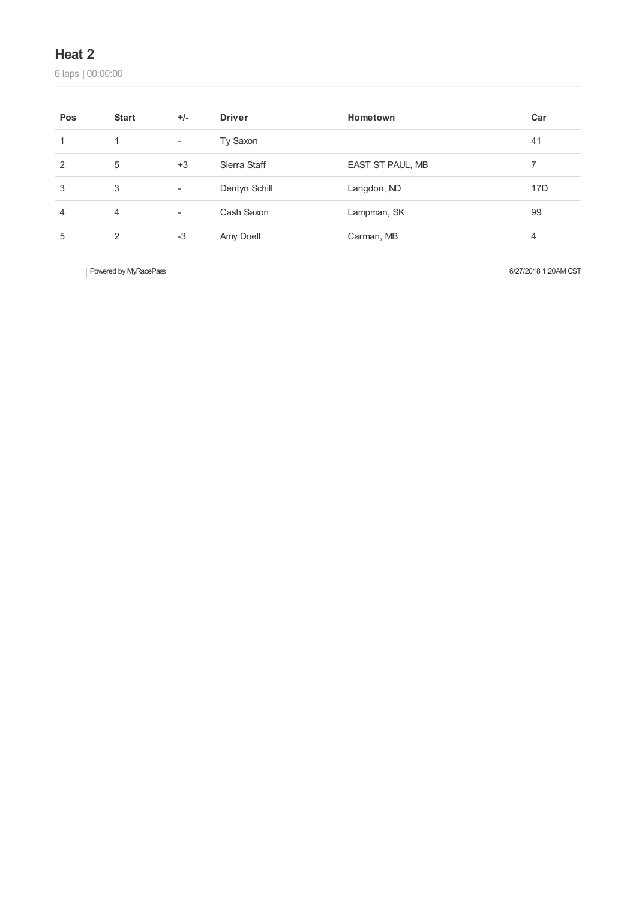## Heat 2

6 laps | 00:00:00

| Pos | Start | +/- | Driver | Hometown | Car |
|---|---|---|---|---|---|
| 1 | 1 | - | Ty Saxon | | 41 |
| 2 | 5 | +3 | Sierra Staff | EAST ST PAUL, MB | 7 |
| 3 | 3 | - | Dentyn Schill | Langdon, ND | 17D |
| 4 | 4 | - | Cash Saxon | Lampman, SK | 99 |
| 5 | 2 | -3 | Amy Doell | Carman, MB | 4 |

Powered by MyRacePass

6/27/2018 1:20AM CST